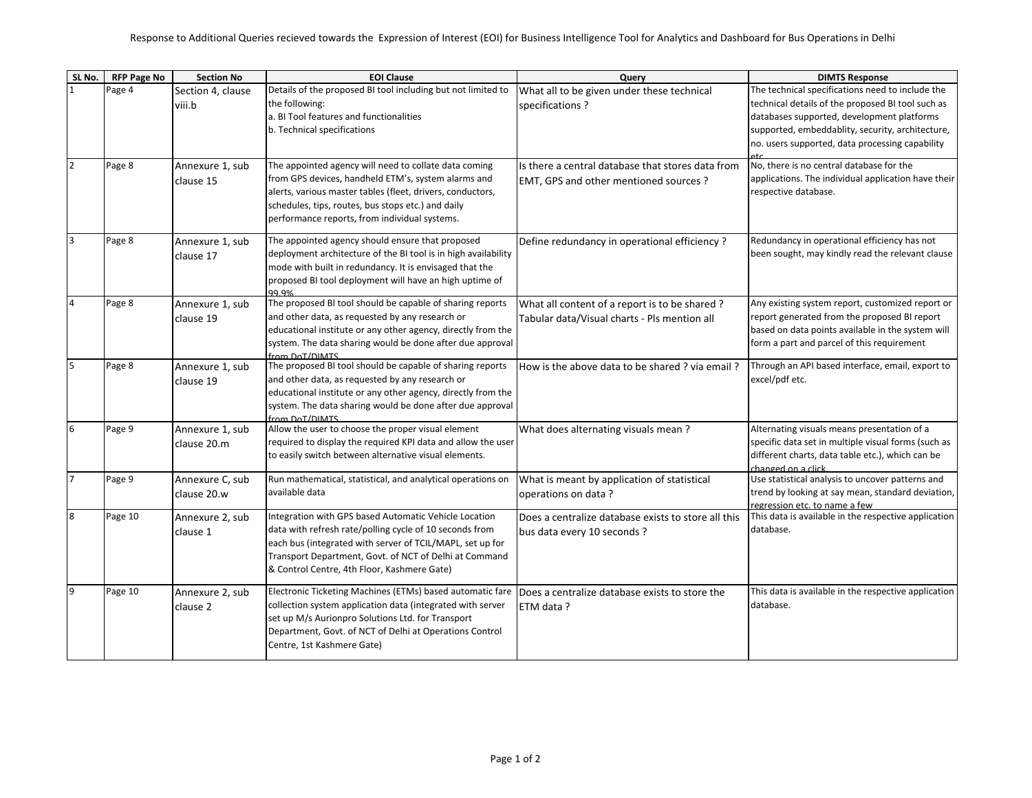Response to Additional Queries recieved towards the Expression of Interest (EOI) for Business Intelligence Tool for Analytics and Dashboard for Bus Operations in Delhi

| SL No. | RFP Page No | Section No | EOI Clause | Query | DIMTS Response |
|---|---|---|---|---|---|
| 1 | Page 4 | Section 4, clause viii.b | Details of the proposed BI tool including but not limited to the following:<br>a. BI Tool features and functionalities<br>b. Technical specifications | What all to be given under these technical specifications ? | The technical specifications need to include the technical details of the proposed BI tool such as databases supported, development platforms supported, embeddablity, security, architecture, no. users supported, data processing capability etc. |
| 2 | Page 8 | Annexure 1, sub clause 15 | The appointed agency will need to collate data coming from GPS devices, handheld ETM's, system alarms and alerts, various master tables (fleet, drivers, conductors, schedules, tips, routes, bus stops etc.) and daily performance reports, from individual systems. | Is there a central database that stores data from EMT, GPS and other mentioned sources ? | No, there is no central database for the applications. The individual application have their respective database. |
| 3 | Page 8 | Annexure 1, sub clause 17 | The appointed agency should ensure that proposed deployment architecture of the BI tool is in high availability mode with built in redundancy. It is envisaged that the proposed BI tool deployment will have an high uptime of 99.9% | Define redundancy in operational efficiency ? | Redundancy in operational efficiency has not been sought, may kindly read the relevant clause |
| 4 | Page 8 | Annexure 1, sub clause 19 | The proposed BI tool should be capable of sharing reports and other data, as requested by any research or educational institute or any other agency, directly from the system. The data sharing would be done after due approval from DoT/DIMTS | What all content of a report is to be shared ? Tabular data/Visual charts - Pls mention all | Any existing system report, customized report or report generated from the proposed BI report based on data points available in the system will form a part and parcel of this requirement |
| 5 | Page 8 | Annexure 1, sub clause 19 | The proposed BI tool should be capable of sharing reports and other data, as requested by any research or educational institute or any other agency, directly from the system. The data sharing would be done after due approval from DoT/DIMTS | How is the above data to be shared ? via email ? | Through an API based interface, email, export to excel/pdf etc. |
| 6 | Page 9 | Annexure 1, sub clause 20.m | Allow the user to choose the proper visual element required to display the required KPI data and allow the user to easily switch between alternative visual elements. | What does alternating visuals mean ? | Alternating visuals means presentation of a specific data set in multiple visual forms (such as different charts, data table etc.), which can be changed on a click. |
| 7 | Page 9 | Annexure C, sub clause 20.w | Run mathematical, statistical, and analytical operations on available data | What is meant by application of statistical operations on data ? | Use statistical analysis to uncover patterns and trend by looking at say mean, standard deviation, regression etc. to name a few |
| 8 | Page 10 | Annexure 2, sub clause 1 | Integration with GPS based Automatic Vehicle Location data with refresh rate/polling cycle of 10 seconds from each bus (integrated with server of TCIL/MAPL, set up for Transport Department, Govt. of NCT of Delhi at Command & Control Centre, 4th Floor, Kashmere Gate) | Does a centralize database exists to store all this bus data every 10 seconds ? | This data is available in the respective application database. |
| 9 | Page 10 | Annexure 2, sub clause 2 | Electronic Ticketing Machines (ETMs) based automatic fare collection system application data (integrated with server set up M/s Aurionpro Solutions Ltd. for Transport Department, Govt. of NCT of Delhi at Operations Control Centre, 1st Kashmere Gate) | Does a centralize database exists to store the ETM data ? | This data is available in the respective application database. |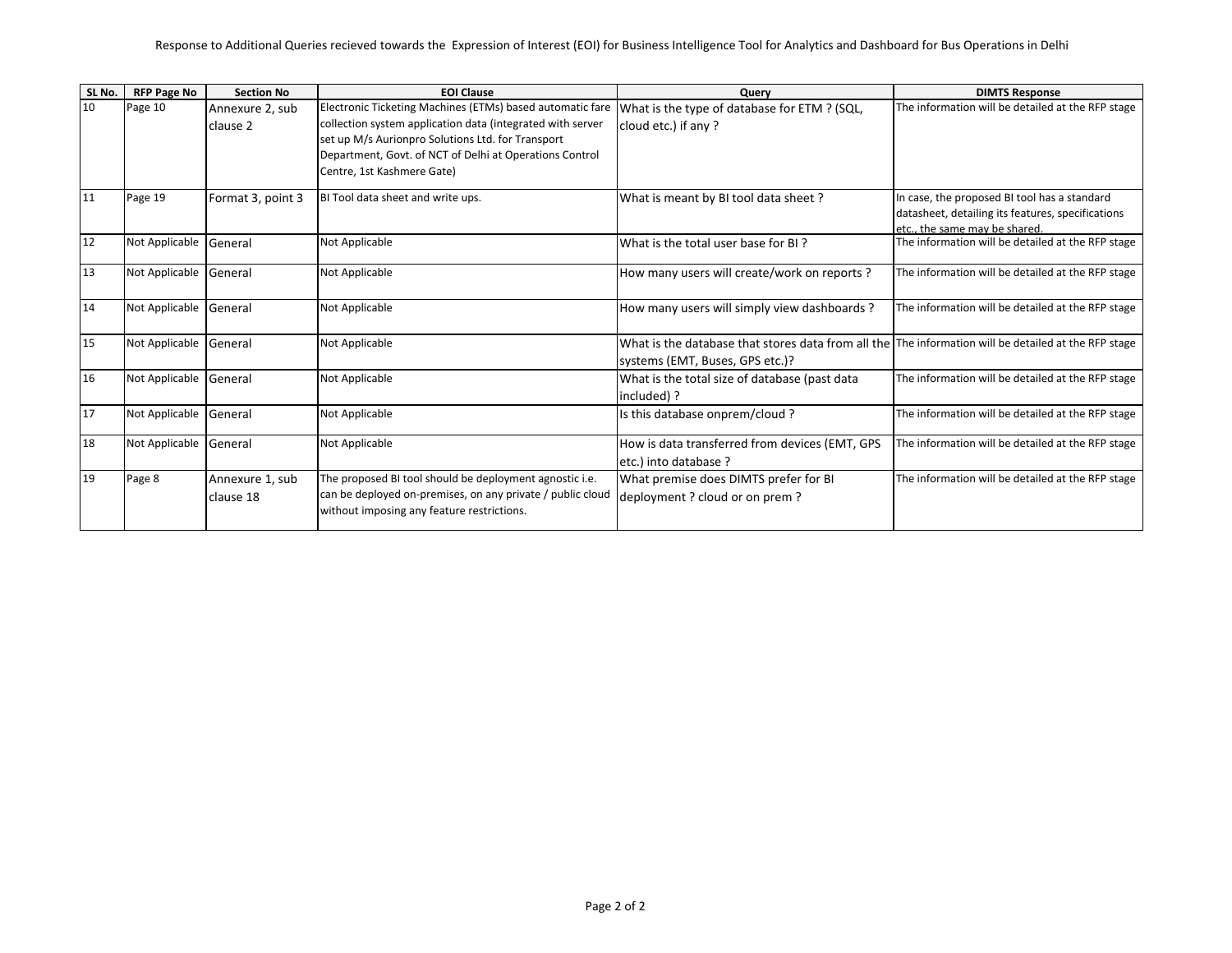Response to Additional Queries recieved towards the Expression of Interest (EOI) for Business Intelligence Tool for Analytics and Dashboard for Bus Operations in Delhi

| SL No. | RFP Page No | Section No | EOI Clause | Query | DIMTS Response |
| --- | --- | --- | --- | --- | --- |
| 10 | Page 10 | Annexure 2, sub clause 2 | Electronic Ticketing Machines (ETMs) based automatic fare collection system application data (integrated with server set up M/s Aurionpro Solutions Ltd. for Transport Department, Govt. of NCT of Delhi at Operations Control Centre, 1st Kashmere Gate) | What is the type of database for ETM ? (SQL, cloud etc.) if any ? | The information will be detailed at the RFP stage |
| 11 | Page 19 | Format 3, point 3 | BI Tool data sheet and write ups. | What is meant by BI tool data sheet ? | In case, the proposed BI tool has a standard datasheet, detailing its features, specifications etc., the same may be shared. |
| 12 | Not Applicable | General | Not Applicable | What is the total user base for BI ? | The information will be detailed at the RFP stage |
| 13 | Not Applicable | General | Not Applicable | How many users will create/work on reports ? | The information will be detailed at the RFP stage |
| 14 | Not Applicable | General | Not Applicable | How many users will simply view dashboards ? | The information will be detailed at the RFP stage |
| 15 | Not Applicable | General | Not Applicable | What is the database that stores data from all the systems (EMT, Buses, GPS etc.)? | The information will be detailed at the RFP stage |
| 16 | Not Applicable | General | Not Applicable | What is the total size of database (past data included) ? | The information will be detailed at the RFP stage |
| 17 | Not Applicable | General | Not Applicable | Is this database onprem/cloud ? | The information will be detailed at the RFP stage |
| 18 | Not Applicable | General | Not Applicable | How is data transferred from devices (EMT, GPS etc.) into database ? | The information will be detailed at the RFP stage |
| 19 | Page 8 | Annexure 1, sub clause 18 | The proposed BI tool should be deployment agnostic i.e. can be deployed on-premises, on any private / public cloud without imposing any feature restrictions. | What premise does DIMTS prefer for BI deployment ? cloud or on prem ? | The information will be detailed at the RFP stage |